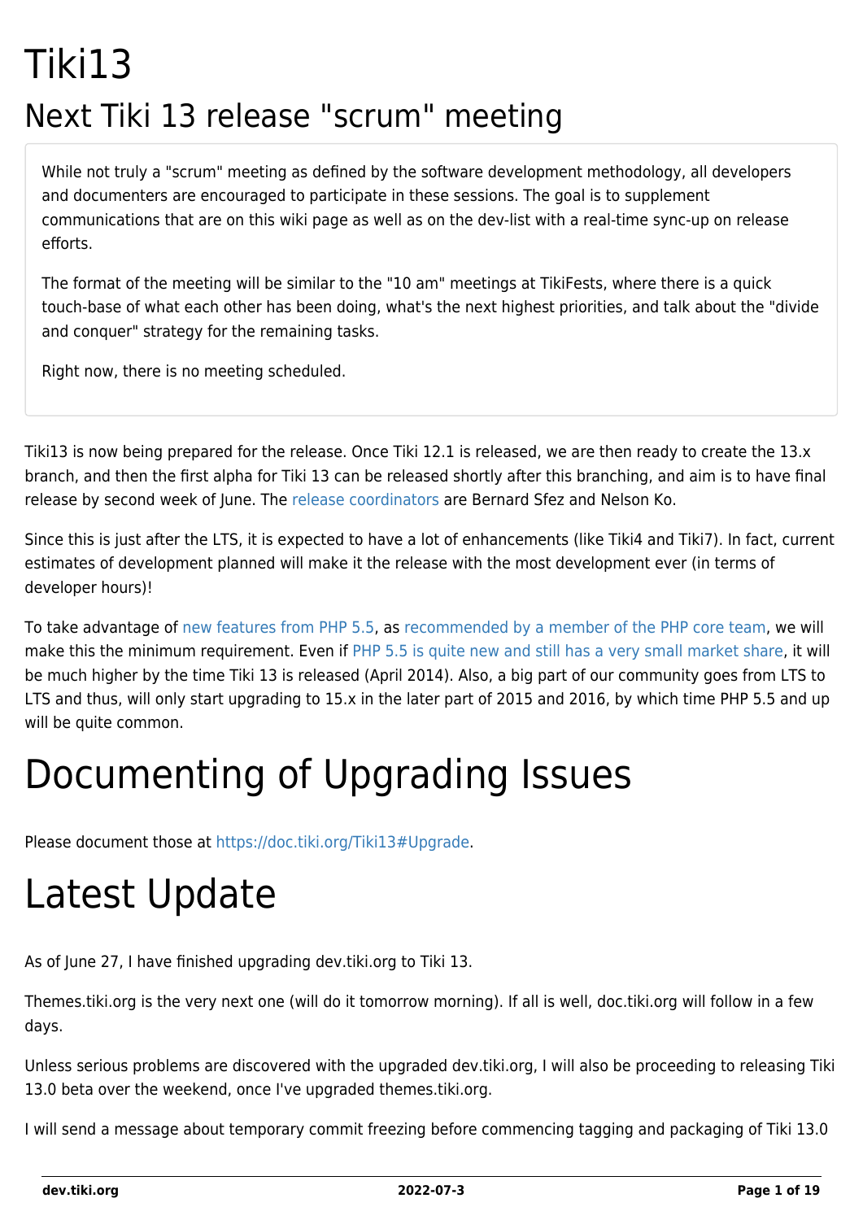# Tiki13

## Next Tiki 13 release "scrum" meeting

While not truly a "scrum" meeting as defined by the software development methodology, all developers and documenters are encouraged to participate in these sessions. The goal is to supplement communications that are on this wiki page as well as on the dev-list with a real-time sync-up on release efforts.

The format of the meeting will be similar to the "10 am" meetings at TikiFests, where there is a quick touch-base of what each other has been doing, what's the next highest priorities, and talk about the "divide and conquer" strategy for the remaining tasks.

Right now, there is no meeting scheduled.

Tiki13 is now being prepared for the release. Once Tiki 12.1 is released, we are then ready to create the 13.x branch, and then the first alpha for Tiki 13 can be released shortly after this branching, and aim is to have final release by second week of June. The release coordinators are Bernard Sfez and Nelson Ko.

Since this is just after the LTS, it is expected to have a lot of enhancements (like Tiki4 and Tiki7). In fact, current estimates of development planned will make it the release with the most development ever (in terms of developer hours)!

To take advantage of new features from PHP 5.5, as recommended by a member of the PHP core team, we will make this the minimum requirement. Even if PHP 5.5 is quite new and still has a very small market share, it will be much higher by the time Tiki 13 is released (April 2014). Also, a big part of our community goes from LTS to LTS and thus, will only start upgrading to 15.x in the later part of 2015 and 2016, by which time PHP 5.5 and up will be quite common.

# Documenting of Upgrading Issues

Please document those at https://doc.tiki.org/Tiki13#Upgrade.

# Latest Update

As of June 27, I have finished upgrading dev.tiki.org to Tiki 13.

Themes.tiki.org is the very next one (will do it tomorrow morning). If all is well, doc.tiki.org will follow in a few days.

Unless serious problems are discovered with the upgraded dev.tiki.org, I will also be proceeding to releasing Tiki 13.0 beta over the weekend, once I've upgraded themes.tiki.org.

I will send a message about temporary commit freezing before commencing tagging and packaging of Tiki 13.0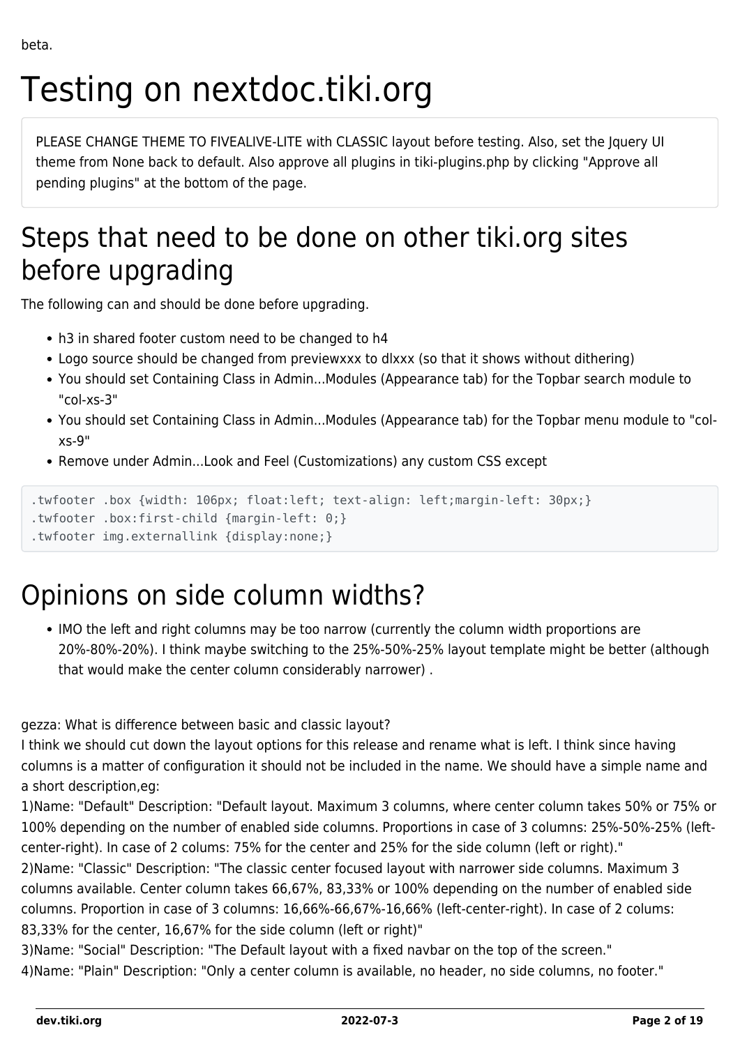beta.

# Testing on nextdoc.tiki.org

PLEASE CHANGE THEME TO FIVEALIVE-LITE with CLASSIC layout before testing. Also, set the Jquery UI theme from None back to default. Also approve all plugins in tiki-plugins.php by clicking "Approve all pending plugins" at the bottom of the page.

## Steps that need to be done on other tiki.org sites before upgrading

The following can and should be done before upgrading.

- h3 in shared footer custom need to be changed to h4
- Logo source should be changed from previewxxx to dlxxx (so that it shows without dithering)
- You should set Containing Class in Admin...Modules (Appearance tab) for the Topbar search module to "col-xs-3"
- You should set Containing Class in Admin...Modules (Appearance tab) for the Topbar menu module to "col-xs-9"
- Remove under Admin...Look and Feel (Customizations) any custom CSS except

```
.twfooter .box {width: 106px; float:left; text-align: left;margin-left: 30px;}
.twfooter .box:first-child {margin-left: 0;}
.twfooter img.externallink {display:none;}
```

# Opinions on side column widths?

- IMO the left and right columns may be too narrow (currently the column width proportions are 20%-80%-20%). I think maybe switching to the 25%-50%-25% layout template might be better (although that would make the center column considerably narrower) .

gezza: What is difference between basic and classic layout?
I think we should cut down the layout options for this release and rename what is left. I think since having columns is a matter of configuration it should not be included in the name. We should have a simple name and a short description,eg:
1)Name: "Default" Description: "Default layout. Maximum 3 columns, where center column takes 50% or 75% or 100% depending on the number of enabled side columns. Proportions in case of 3 columns: 25%-50%-25% (left-center-right). In case of 2 colums: 75% for the center and 25% for the side column (left or right)."
2)Name: "Classic" Description: "The classic center focused layout with narrower side columns. Maximum 3 columns available. Center column takes 66,67%, 83,33% or 100% depending on the number of enabled side columns. Proportion in case of 3 columns: 16,66%-66,67%-16,66% (left-center-right). In case of 2 colums: 83,33% for the center, 16,67% for the side column (left or right)"
3)Name: "Social" Description: "The Default layout with a fixed navbar on the top of the screen."
4)Name: "Plain" Description: "Only a center column is available, no header, no side columns, no footer."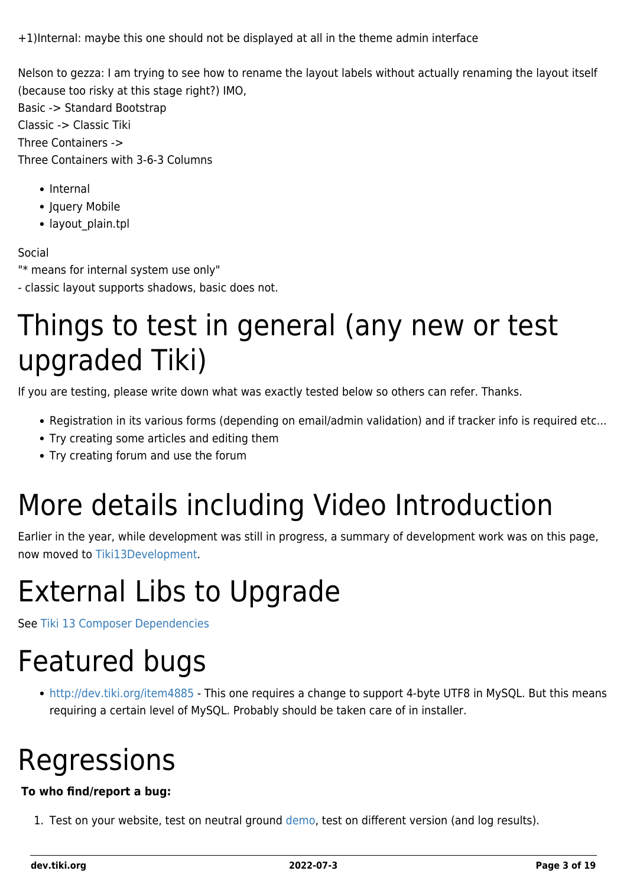+1)Internal: maybe this one should not be displayed at all in the theme admin interface

Nelson to gezza: I am trying to see how to rename the layout labels without actually renaming the layout itself (because too risky at this stage right?) IMO,
Basic -> Standard Bootstrap
Classic -> Classic Tiki
Three Containers ->
Three Containers with 3-6-3 Columns

- Internal
- Jquery Mobile
- layout_plain.tpl

Social
"* means for internal system use only"
- classic layout supports shadows, basic does not.

# Things to test in general (any new or test upgraded Tiki)

If you are testing, please write down what was exactly tested below so others can refer. Thanks.

- Registration in its various forms (depending on email/admin validation) and if tracker info is required etc...
- Try creating some articles and editing them
- Try creating forum and use the forum

# More details including Video Introduction

Earlier in the year, while development was still in progress, a summary of development work was on this page, now moved to Tiki13Development.

# External Libs to Upgrade

See Tiki 13 Composer Dependencies

# Featured bugs

- http://dev.tiki.org/item4885 - This one requires a change to support 4-byte UTF8 in MySQL. But this means requiring a certain level of MySQL. Probably should be taken care of in installer.

# Regressions

**To who find/report a bug:**

1. Test on your website, test on neutral ground demo, test on different version (and log results).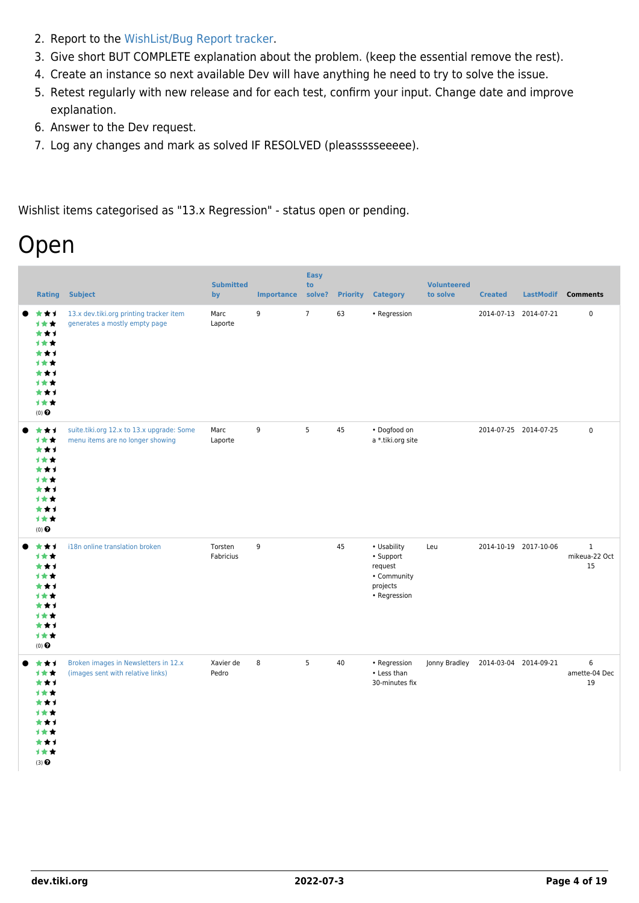2. Report to the WishList/Bug Report tracker.
3. Give short BUT COMPLETE explanation about the problem. (keep the essential remove the rest).
4. Create an instance so next available Dev will have anything he need to try to solve the issue.
5. Retest regularly with new release and for each test, confirm your input. Change date and improve explanation.
6. Answer to the Dev request.
7. Log any changes and mark as solved IF RESOLVED (pleasssseeeee).

Wishlist items categorised as "13.x Regression" - status open or pending.

# Open

| | Rating | Subject | Submitted by | Importance | Easy to solve? | Priority | Category | Volunteered to solve | Created | LastModif | Comments |
|---|---|---|---|---|---|---|---|---|---|---|---|
| ● | (0) | 13.x dev.tiki.org printing tracker item generates a mostly empty page | Marc Laporte | 9 | 7 | 63 | • Regression | | 2014-07-13 | 2014-07-21 | 0 |
| ● | (0) | suite.tiki.org 12.x to 13.x upgrade: Some menu items are no longer showing | Marc Laporte | 9 | 5 | 45 | • Dogfood on a *.tiki.org site | | 2014-07-25 | 2014-07-25 | 0 |
| ● | (0) | i18n online translation broken | Torsten Fabricius | 9 | | 45 | • Usability • Support request • Community projects • Regression | Leu | 2014-10-19 | 2017-10-06 | 1 mikeua-22 Oct 15 |
| ● | (3) | Broken images in Newsletters in 12.x (images sent with relative links) | Xavier de Pedro | 8 | 5 | 40 | • Regression • Less than 30-minutes fix | Jonny Bradley | 2014-03-04 | 2014-09-21 | 6 amette-04 Dec 19 |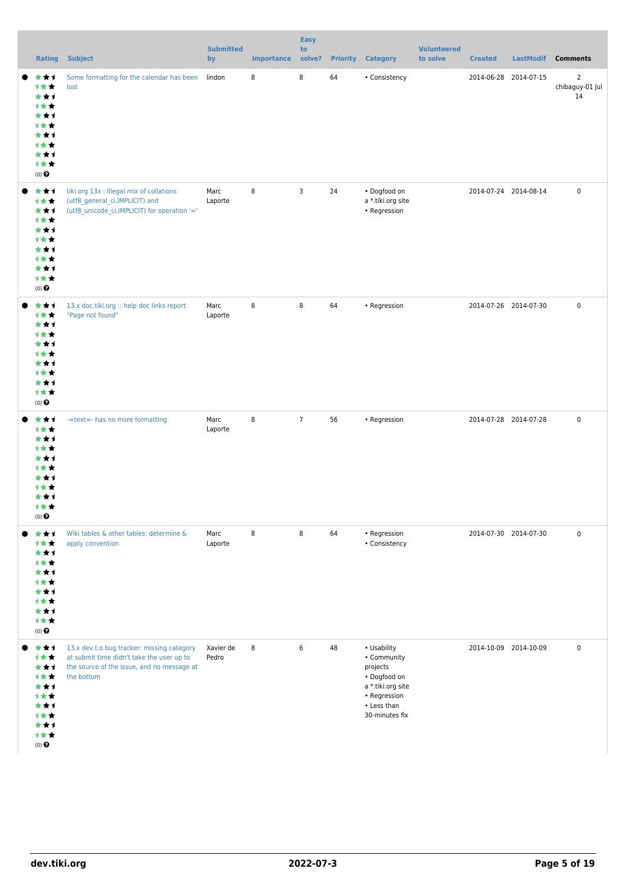| Rating | Subject | Submitted by | Importance | Easy to solve? | Priority | Category | Volunteered to solve | Created | LastModif | Comments |
|---|---|---|---|---|---|---|---|---|---|---|
| (0) | Some formatting for the calendar has been lost | lindon | 8 | 8 | 64 | • Consistency | | 2014-06-28 | 2014-07-15 | 2 chibaguy-01 Jul 14 |
| (0) | tiki.org 13x : Illegal mix of collations (utf8_general_ci,IMPLICIT) and (utf8_unicode_ci,IMPLICIT) for operation '=' | Marc Laporte | 8 | 3 | 24 | • Dogfood on a *.tiki.org site • Regression | | 2014-07-24 | 2014-08-14 | 0 |
| (0) | 13.x doc.tiki.org :: help doc links report "Page not found" | Marc Laporte | 8 | 8 | 64 | • Regression | | 2014-07-26 | 2014-07-30 | 0 |
| (0) | -=text=- has no more formatting | Marc Laporte | 8 | 7 | 56 | • Regression | | 2014-07-28 | 2014-07-28 | 0 |
| (0) | Wiki tables & other tables: determine & apply convention | Marc Laporte | 8 | 8 | 64 | • Regression • Consistency | | 2014-07-30 | 2014-07-30 | 0 |
| (0) | 13.x dev.t.o bug tracker: missing category at submit time didn't take the user up to the source of the issue, and no message at the bottom | Xavier de Pedro | 8 | 6 | 48 | • Usability • Community projects • Dogfood on a *.tiki.org site • Regression • Less than 30-minutes fix | | 2014-10-09 | 2014-10-09 | 0 |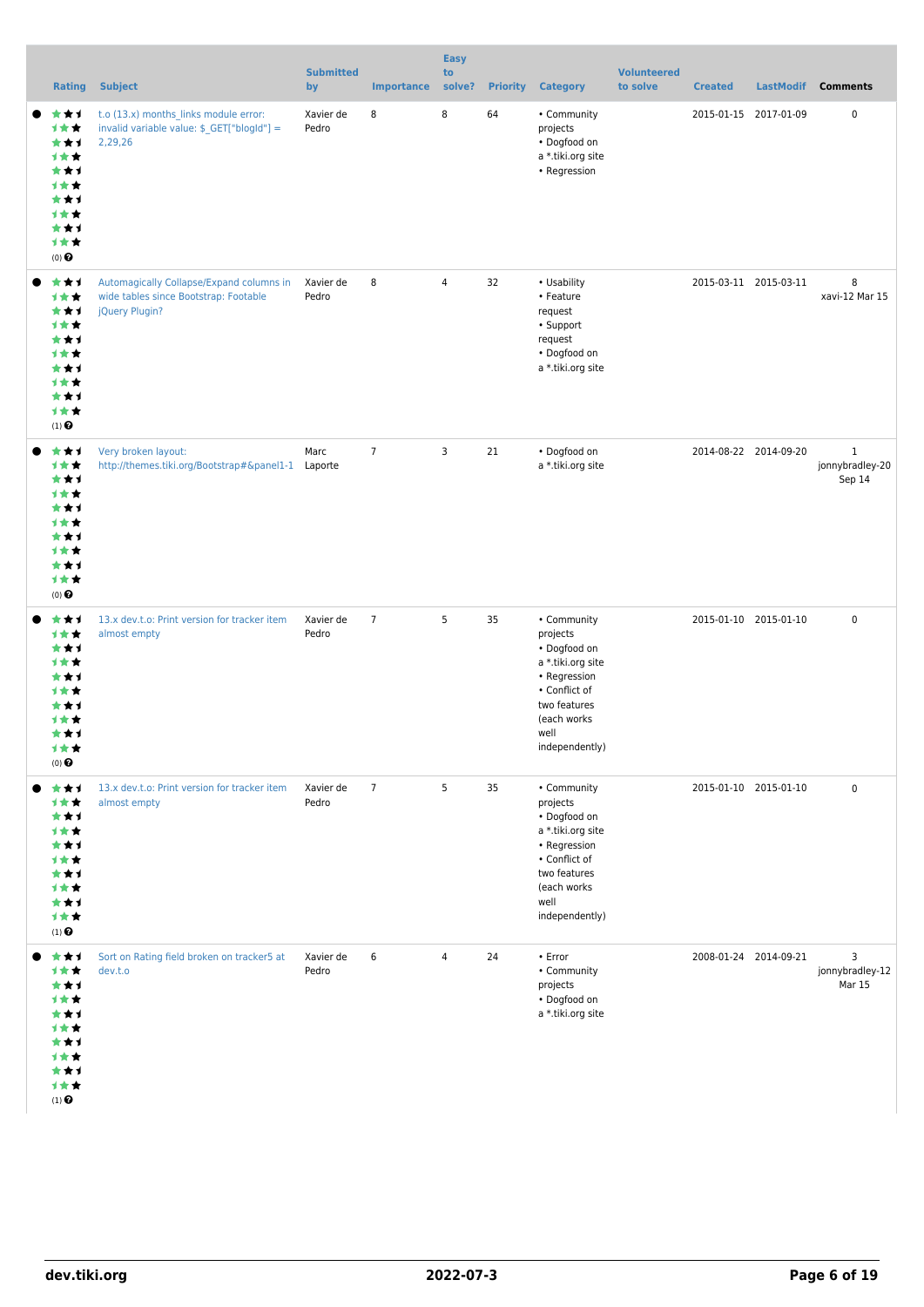| | Rating | Subject | Submitted by | Importance | Easy to solve? | Priority | Category | Volunteered to solve | Created | LastModif | Comments |
|---|---|---|---|---|---|---|---|---|---|---|---|
| ● | (0) | t.o (13.x) months_links module error: invalid variable value: $_GET["blogId"] = 2,29,26 | Xavier de Pedro | 8 | 8 | 64 | • Community projects<br>• Dogfood on a *.tiki.org site<br>• Regression | | 2015-01-15 | 2017-01-09 | 0 |
| ● | (1) | Automagically Collapse/Expand columns in wide tables since Bootstrap: Footable jQuery Plugin? | Xavier de Pedro | 8 | 4 | 32 | • Usability<br>• Feature request<br>• Support request<br>• Dogfood on a *.tiki.org site | | 2015-03-11 | 2015-03-11 | 8<br>xavi-12 Mar 15 |
| ● | (0) | Very broken layout: http://themes.tiki.org/Bootstrap#&panel1-1 | Marc Laporte | 7 | 3 | 21 | • Dogfood on a *.tiki.org site | | 2014-08-22 | 2014-09-20 | 1<br>jonnybradley-20 Sep 14 |
| ● | (0) | 13.x dev.t.o: Print version for tracker item almost empty | Xavier de Pedro | 7 | 5 | 35 | • Community projects<br>• Dogfood on a *.tiki.org site<br>• Regression<br>• Conflict of two features (each works well independently) | | 2015-01-10 | 2015-01-10 | 0 |
| ● | (1) | 13.x dev.t.o: Print version for tracker item almost empty | Xavier de Pedro | 7 | 5 | 35 | • Community projects<br>• Dogfood on a *.tiki.org site<br>• Regression<br>• Conflict of two features (each works well independently) | | 2015-01-10 | 2015-01-10 | 0 |
| ● | (1) | Sort on Rating field broken on tracker5 at dev.t.o | Xavier de Pedro | 6 | 4 | 24 | • Error<br>• Community projects<br>• Dogfood on a *.tiki.org site | | 2008-01-24 | 2014-09-21 | 3<br>jonnybradley-12 Mar 15 |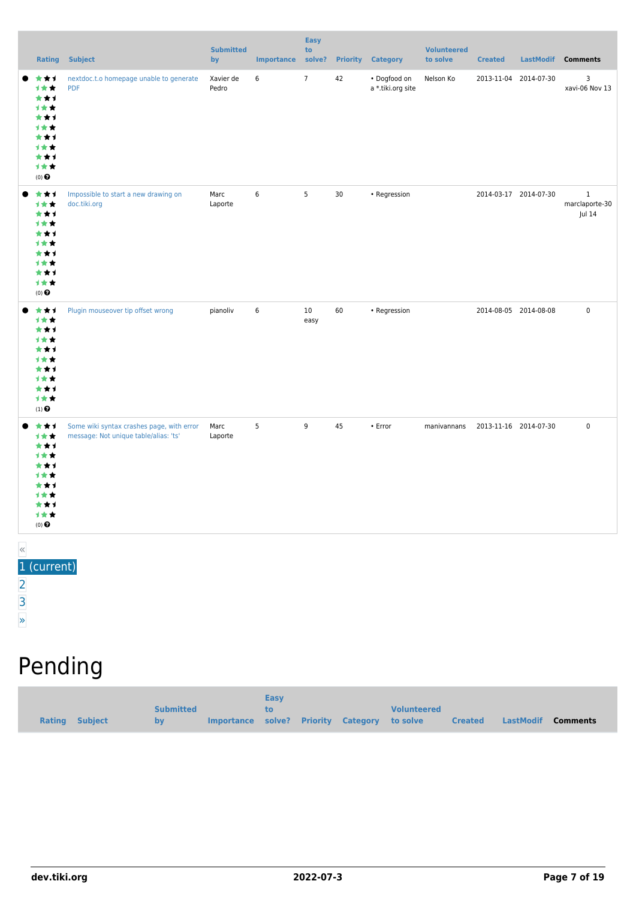| | Rating | Subject | Submitted by | Importance | Easy to solve? | Priority | Category | Volunteered to solve | Created | LastModif | Comments |
|---|---|---|---|---|---|---|---|---|---|---|---|
| ● | (0) | nextdoc.t.o homepage unable to generate PDF | Xavier de Pedro | 6 | 7 | 42 | • Dogfood on a *.tiki.org site | Nelson Ko | 2013-11-04 | 2014-07-30 | 3 xavi-06 Nov 13 |
| ● | (0) | Impossible to start a new drawing on doc.tiki.org | Marc Laporte | 6 | 5 | 30 | • Regression | | 2014-03-17 | 2014-07-30 | 1 marclaporte-30 Jul 14 |
| ● | (1) | Plugin mouseover tip offset wrong | pianoliv | 6 | 10 easy | 60 | • Regression | | 2014-08-05 | 2014-08-08 | 0 |
| ● | (0) | Some wiki syntax crashes page, with error message: Not unique table/alias: 'ts' | Marc Laporte | 5 | 9 | 45 | • Error | manivannans | 2013-11-16 | 2014-07-30 | 0 |

«
1 (current)
2
3
»

# Pending

| Rating | Subject | Submitted by | Importance | Easy to solve? | Priority | Category | Volunteered to solve | Created | LastModif | Comments |
|---|---|---|---|---|---|---|---|---|---|---|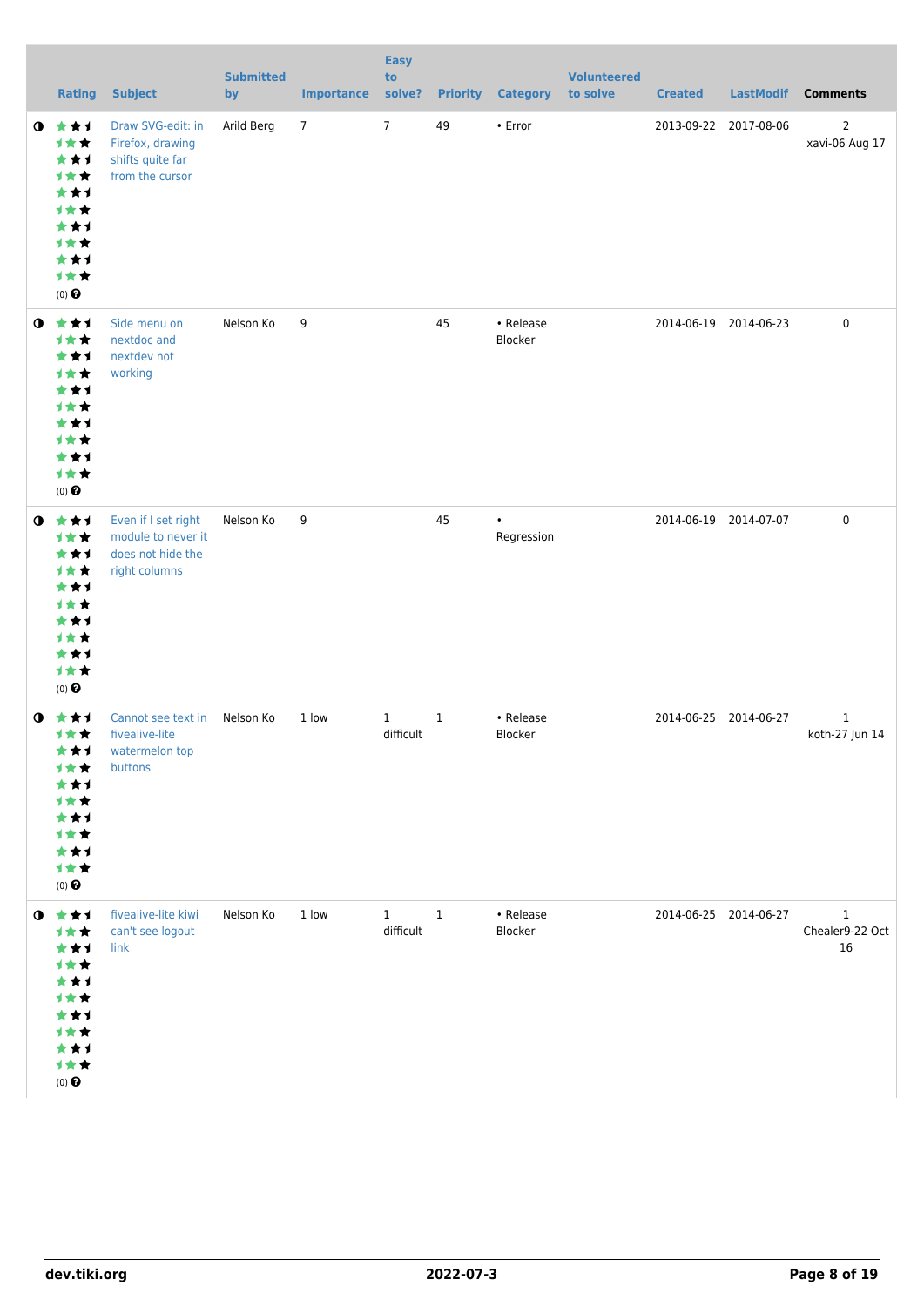| | Rating | Subject | Submitted by | Importance | Easy to solve? | Priority | Category | Volunteered to solve | Created | LastModif | Comments |
|---|---|---|---|---|---|---|---|---|---|---|---|
| | (0) | Draw SVG-edit: in Firefox, drawing shifts quite far from the cursor | Arild Berg | 7 | 7 | 49 | • Error | | 2013-09-22 | 2017-08-06 | 2 xavi-06 Aug 17 |
| | (0) | Side menu on nextdoc and nextdev not working | Nelson Ko | 9 | | 45 | • Release Blocker | | 2014-06-19 | 2014-06-23 | 0 |
| | (0) | Even if I set right module to never it does not hide the right columns | Nelson Ko | 9 | | 45 | • Regression | | 2014-06-19 | 2014-07-07 | 0 |
| | (0) | Cannot see text in fivealive-lite watermelon top buttons | Nelson Ko | 1 low | 1 difficult | 1 | • Release Blocker | | 2014-06-25 | 2014-06-27 | 1 koth-27 Jun 14 |
| | (0) | fivealive-lite kiwi can't see logout link | Nelson Ko | 1 low | 1 difficult | 1 | • Release Blocker | | 2014-06-25 | 2014-06-27 | 1 Chealer9-22 Oct 16 |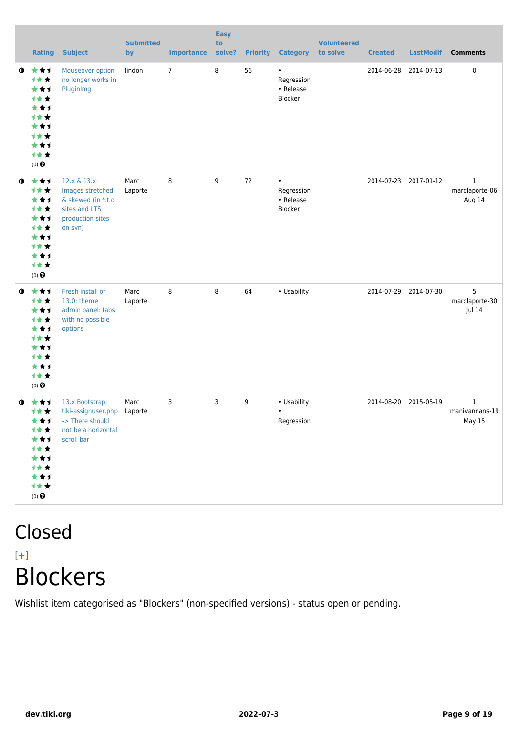| | Rating | Subject | Submitted by | Importance | Easy to solve? | Priority | Category | Volunteered to solve | Created | LastModif | Comments |
|---|---|---|---|---|---|---|---|---|---|---|---|
| ◑ | (0) | Mouseover option no longer works in PluginImg | lindon | 7 | 8 | 56 | • Regression • Release Blocker | | 2014-06-28 | 2014-07-13 | 0 |
| ◑ | (0) | 12.x & 13.x: Images stretched & skewed (in *.t.o sites and LTS production sites on svn) | Marc Laporte | 8 | 9 | 72 | • Regression • Release Blocker | | 2014-07-23 | 2017-01-12 | 1 marclaporte-06 Aug 14 |
| ◑ | (0) | Fresh install of 13.0: theme admin panel: tabs with no possible options | Marc Laporte | 8 | 8 | 64 | • Usability | | 2014-07-29 | 2014-07-30 | 5 marclaporte-30 Jul 14 |
| ◑ | (0) | 13.x Bootstrap: tiki-assignuser.php -> There should not be a horizontal scroll bar | Marc Laporte | 3 | 3 | 9 | • Usability • Regression | | 2014-08-20 | 2015-05-19 | 1 manivannans-19 May 15 |

# Closed

[+]

# Blockers

Wishlist item categorised as "Blockers" (non-specified versions) - status open or pending.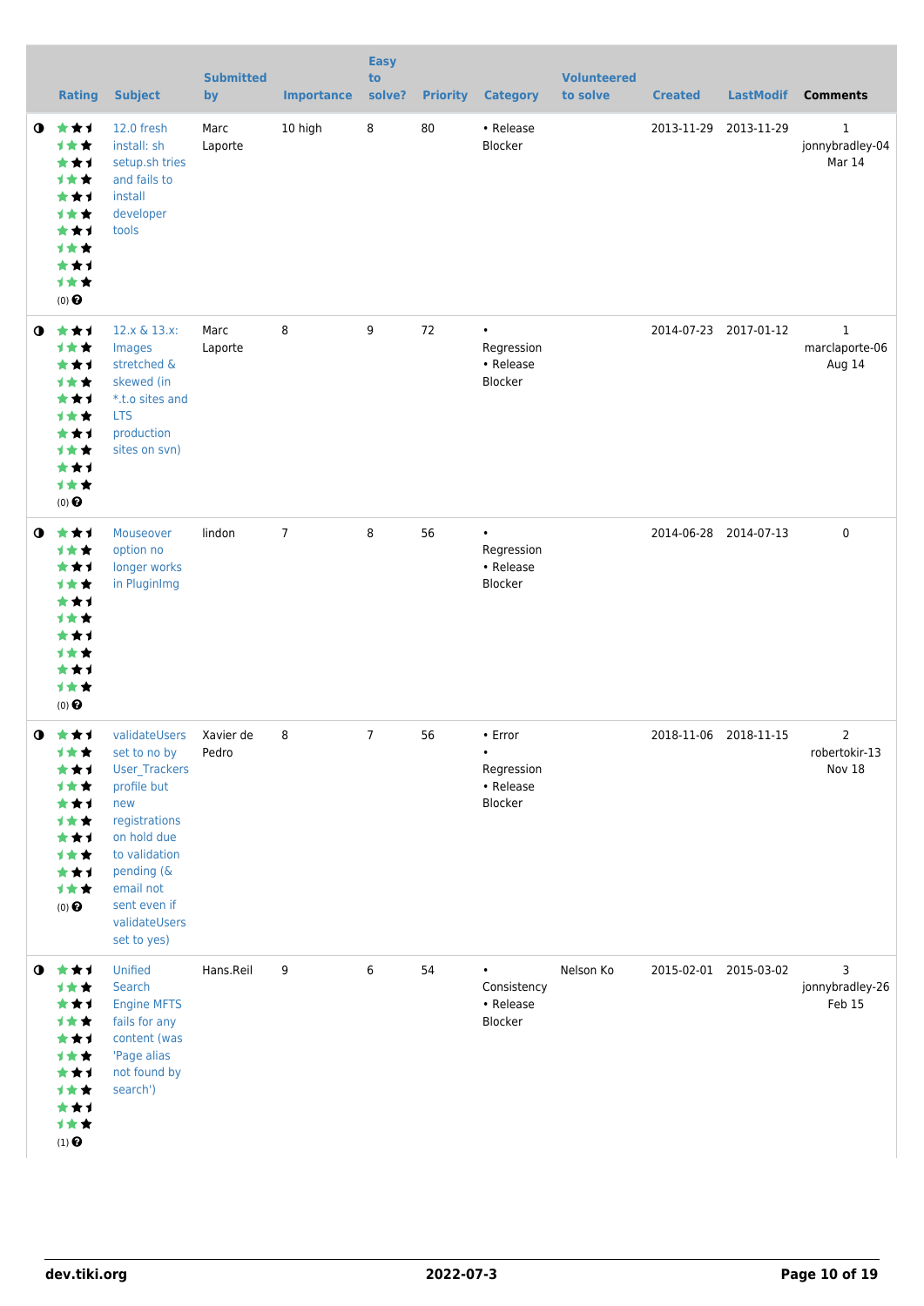| | Rating | Subject | Submitted by | Importance | Easy to solve? | Priority | Category | Volunteered to solve | Created | LastModif | Comments |
|---|---|---|---|---|---|---|---|---|---|---|---|
| ◑ | (0) | 12.0 fresh install: sh setup.sh tries and fails to install developer tools | Marc Laporte | 10 high | 8 | 80 | • Release Blocker | | 2013-11-29 | 2013-11-29 | 1 jonnybradley-04 Mar 14 |
| ◑ | (0) | 12.x & 13.x: Images stretched & skewed (in *.t.o sites and LTS production sites on svn) | Marc Laporte | 8 | 9 | 72 | • Regression • Release Blocker | | 2014-07-23 | 2017-01-12 | 1 marclaporte-06 Aug 14 |
| ◑ | (0) | Mouseover option no longer works in PluginImg | lindon | 7 | 8 | 56 | • Regression • Release Blocker | | 2014-06-28 | 2014-07-13 | 0 |
| ◑ | (0) | validateUsers set to no by User_Trackers profile but new registrations on hold due to validation pending (& email not sent even if validateUsers set to yes) | Xavier de Pedro | 8 | 7 | 56 | • Error • Regression • Release Blocker | | 2018-11-06 | 2018-11-15 | 2 robertokir-13 Nov 18 |
| ◑ | (1) | Unified Search Engine MFTS fails for any content (was 'Page alias not found by search') | Hans.Reil | 9 | 6 | 54 | • Consistency • Release Blocker | Nelson Ko | 2015-02-01 | 2015-03-02 | 3 jonnybradley-26 Feb 15 |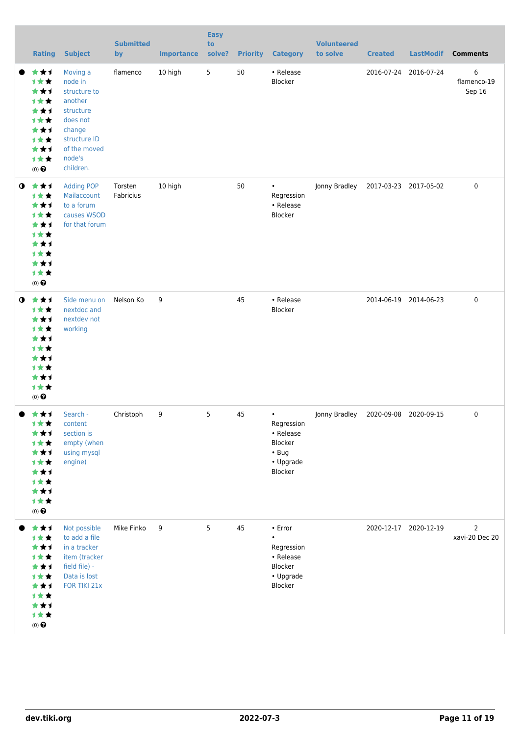| | Rating | Subject | Submitted by | Importance | Easy to solve? | Priority | Category | Volunteered to solve | Created | LastModif | Comments |
|---|---|---|---|---|---|---|---|---|---|---|---|
| ● | (0) | Moving a node in structure to another structure does not change structure ID of the moved node's children. | flamenco | 10 high | 5 | 50 | • Release Blocker | | 2016-07-24 | 2016-07-24 | 6 flamenco-19 Sep 16 |
| ◑ | (0) | Adding POP Mailaccount to a forum causes WSOD for that forum | Torsten Fabricius | 10 high | | 50 | • Regression • Release Blocker | Jonny Bradley | 2017-03-23 | 2017-05-02 | 0 |
| ◑ | (0) | Side menu on nextdoc and nextdev not working | Nelson Ko | 9 | | 45 | • Release Blocker | | 2014-06-19 | 2014-06-23 | 0 |
| ● | (0) | Search - content section is empty (when using mysql engine) | Christoph | 9 | 5 | 45 | • Regression • Release Blocker • Bug • Upgrade Blocker | Jonny Bradley | 2020-09-08 | 2020-09-15 | 0 |
| ● | (0) | Not possible to add a file in a tracker item (tracker field file) - Data is lost FOR TIKI 21x | Mike Finko | 9 | 5 | 45 | • Error • Regression • Release Blocker • Upgrade Blocker | | 2020-12-17 | 2020-12-19 | 2 xavi-20 Dec 20 |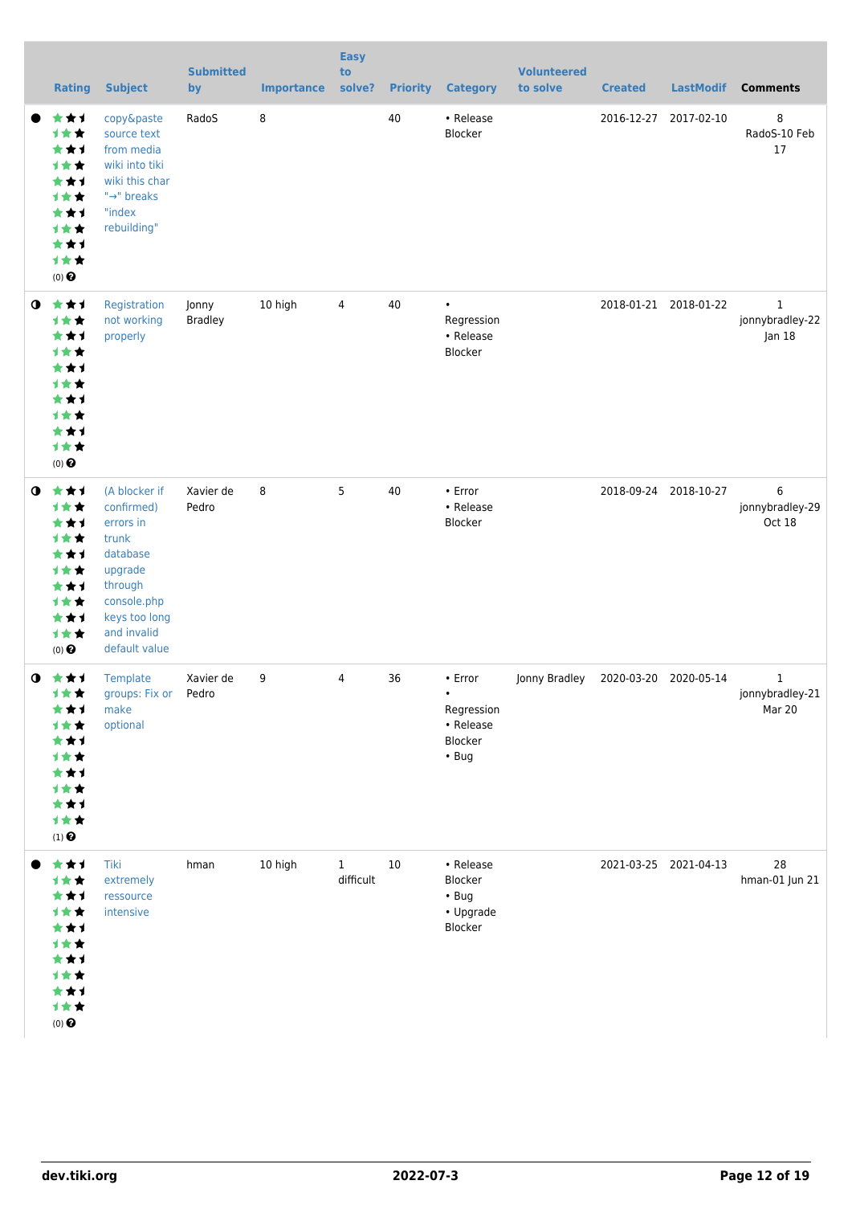| | Rating | Subject | Submitted by | Importance | Easy to solve? | Priority | Category | Volunteered to solve | Created | LastModif | Comments |
|---|---|---|---|---|---|---|---|---|---|---|---|
| ● | (0) | copy&paste source text from media wiki into tiki wiki this char "→" breaks "index rebuilding" | RadoS | 8 | | 40 | • Release Blocker | | 2016-12-27 | 2017-02-10 | 8 RadoS-10 Feb 17 |
| ◑ | (0) | Registration not working properly | Jonny Bradley | 10 high | 4 | 40 | • Regression • Release Blocker | | 2018-01-21 | 2018-01-22 | 1 jonnybradley-22 Jan 18 |
| ◑ | (0) | (A blocker if confirmed) errors in trunk database upgrade through console.php keys too long and invalid default value | Xavier de Pedro | 8 | 5 | 40 | • Error • Release Blocker | | 2018-09-24 | 2018-10-27 | 6 jonnybradley-29 Oct 18 |
| ◑ | (1) | Template groups: Fix or make optional | Xavier de Pedro | 9 | 4 | 36 | • Error • Regression • Release Blocker • Bug | Jonny Bradley | 2020-03-20 | 2020-05-14 | 1 jonnybradley-21 Mar 20 |
| ● | (0) | Tiki extremely ressource intensive | hman | 10 high | 1 difficult | 10 | • Release Blocker • Bug • Upgrade Blocker | | 2021-03-25 | 2021-04-13 | 28 hman-01 Jun 21 |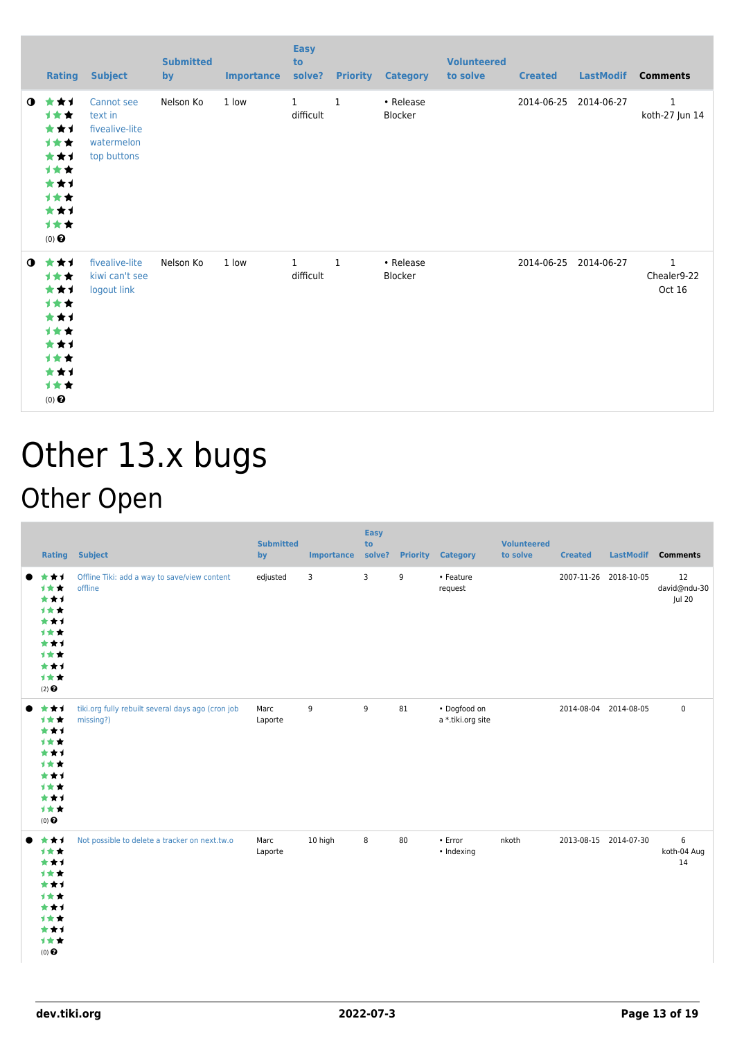| | Rating | Subject | Submitted by | Importance | Easy to solve? | Priority | Category | Volunteered to solve | Created | LastModif | Comments |
|---|---|---|---|---|---|---|---|---|---|---|---|
| ◑ | (0) | Cannot see text in fivealive-lite watermelon top buttons | Nelson Ko | 1 low | 1 difficult | 1 | • Release Blocker | | 2014-06-25 | 2014-06-27 | 1 koth-27 Jun 14 |
| ◑ | (0) | fivealive-lite kiwi can't see logout link | Nelson Ko | 1 low | 1 difficult | 1 | • Release Blocker | | 2014-06-25 | 2014-06-27 | 1 Chealer9-22 Oct 16 |

# Other 13.x bugs

## Other Open

| | Rating | Subject | Submitted by | Importance | Easy to solve? | Priority | Category | Volunteered to solve | Created | LastModif | Comments |
|---|---|---|---|---|---|---|---|---|---|---|---|
| ● | (2) | Offline Tiki: add a way to save/view content offline | edjusted | 3 | 3 | 9 | • Feature request | | 2007-11-26 | 2018-10-05 | 12 david@ndu-30 Jul 20 |
| ● | (0) | tiki.org fully rebuilt several days ago (cron job missing?) | Marc Laporte | 9 | 9 | 81 | • Dogfood on a *.tiki.org site | | 2014-08-04 | 2014-08-05 | 0 |
| ● | (0) | Not possible to delete a tracker on next.tw.o | Marc Laporte | 10 high | 8 | 80 | • Error • Indexing | nkoth | 2013-08-15 | 2014-07-30 | 6 koth-04 Aug 14 |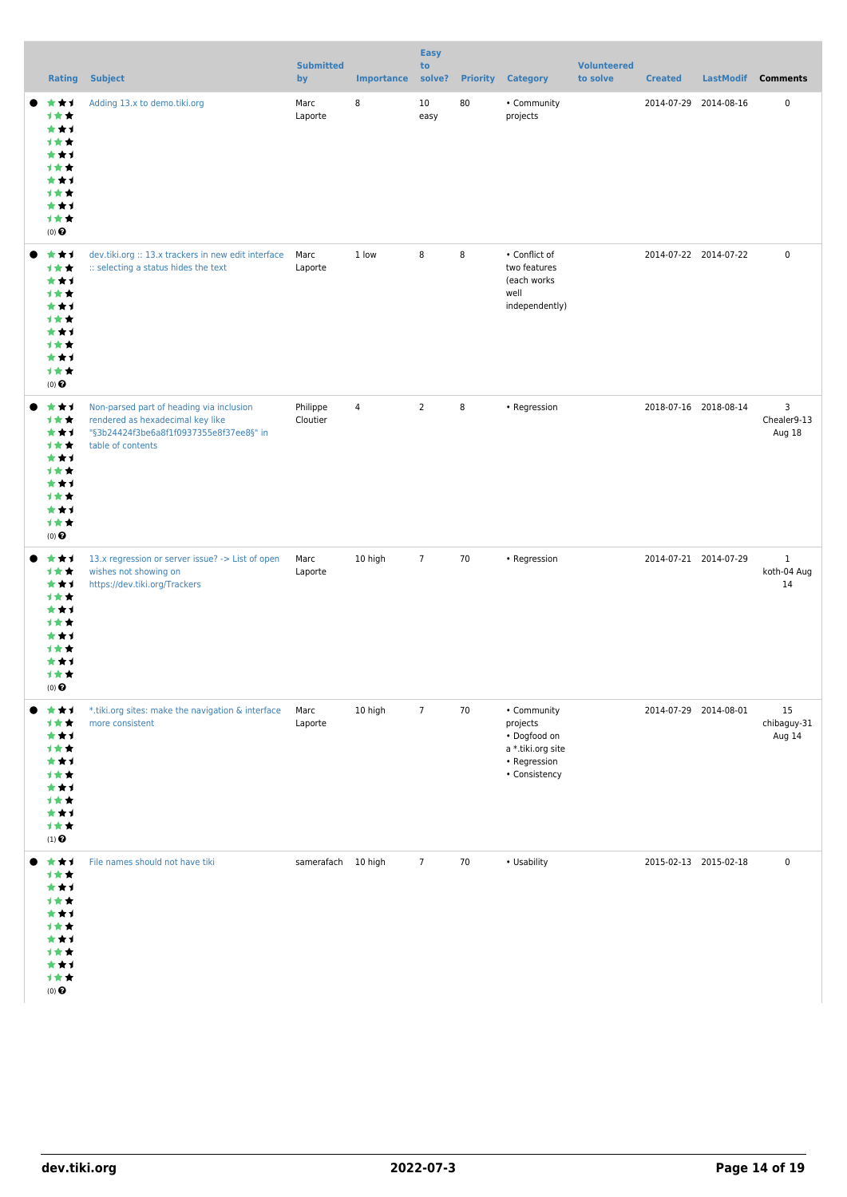| Rating | Subject | Submitted by | Importance | Easy to solve? | Priority | Category | Volunteered to solve | Created | LastModif | Comments |
|---|---|---|---|---|---|---|---|---|---|---|
| (0) | Adding 13.x to demo.tiki.org | Marc Laporte | 8 | 10 easy | 80 | • Community projects | | 2014-07-29 | 2014-08-16 | 0 |
| (0) | dev.tiki.org :: 13.x trackers in new edit interface :: selecting a status hides the text | Marc Laporte | 1 low | 8 | 8 | • Conflict of two features (each works well independently) | | 2014-07-22 | 2014-07-22 | 0 |
| (0) | Non-parsed part of heading via inclusion rendered as hexadecimal key like "§3b24424f3be6a8f1f0937355e8f37ee8§" in table of contents | Philippe Cloutier | 4 | 2 | 8 | • Regression | | 2018-07-16 | 2018-08-14 | 3 Chealer9-13 Aug 18 |
| (0) | 13.x regression or server issue? -> List of open wishes not showing on https://dev.tiki.org/Trackers | Marc Laporte | 10 high | 7 | 70 | • Regression | | 2014-07-21 | 2014-07-29 | 1 koth-04 Aug 14 |
| (1) | *.tiki.org sites: make the navigation & interface more consistent | Marc Laporte | 10 high | 7 | 70 | • Community projects • Dogfood on a *.tiki.org site • Regression • Consistency | | 2014-07-29 | 2014-08-01 | 15 chibaguy-31 Aug 14 |
| (0) | File names should not have tiki | samerafach | 10 high | 7 | 70 | • Usability | | 2015-02-13 | 2015-02-18 | 0 |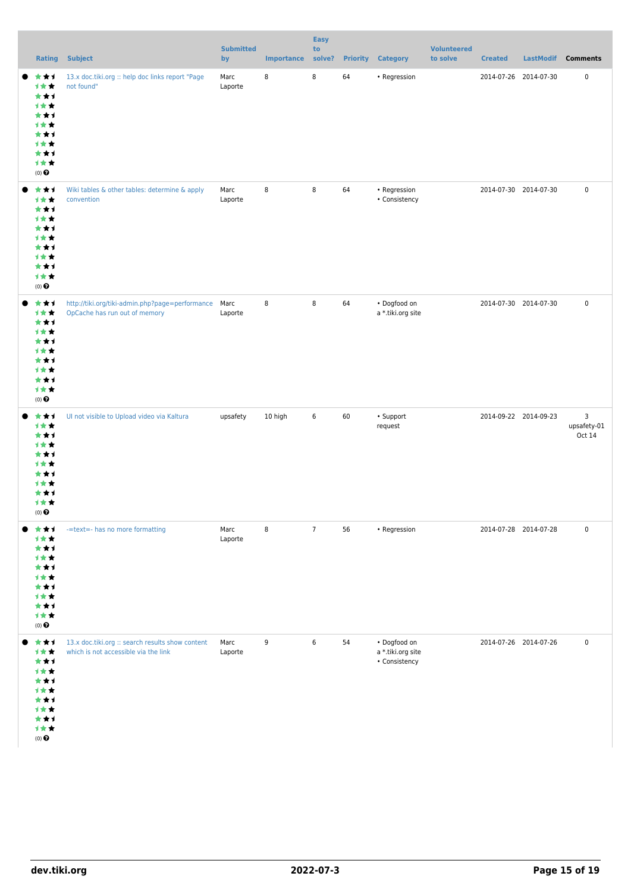| Rating | Subject | Submitted by | Importance | Easy to solve? | Priority | Category | Volunteered to solve | Created | LastModif | Comments |
|---|---|---|---|---|---|---|---|---|---|---|
| (0) | 13.x doc.tiki.org :: help doc links report "Page not found" | Marc Laporte | 8 | 8 | 64 | • Regression | | 2014-07-26 | 2014-07-30 | 0 |
| (0) | Wiki tables & other tables: determine & apply convention | Marc Laporte | 8 | 8 | 64 | • Regression<br>• Consistency | | 2014-07-30 | 2014-07-30 | 0 |
| (0) | http://tiki.org/tiki-admin.php?page=performance OpCache has run out of memory | Marc Laporte | 8 | 8 | 64 | • Dogfood on a *.tiki.org site | | 2014-07-30 | 2014-07-30 | 0 |
| (0) | UI not visible to Upload video via Kaltura | upsafety | 10 high | 6 | 60 | • Support request | | 2014-09-22 | 2014-09-23 | 3<br>upsafety-01 Oct 14 |
| (0) | -=text=- has no more formatting | Marc Laporte | 8 | 7 | 56 | • Regression | | 2014-07-28 | 2014-07-28 | 0 |
| (0) | 13.x doc.tiki.org :: search results show content which is not accessible via the link | Marc Laporte | 9 | 6 | 54 | • Dogfood on a *.tiki.org site<br>• Consistency | | 2014-07-26 | 2014-07-26 | 0 |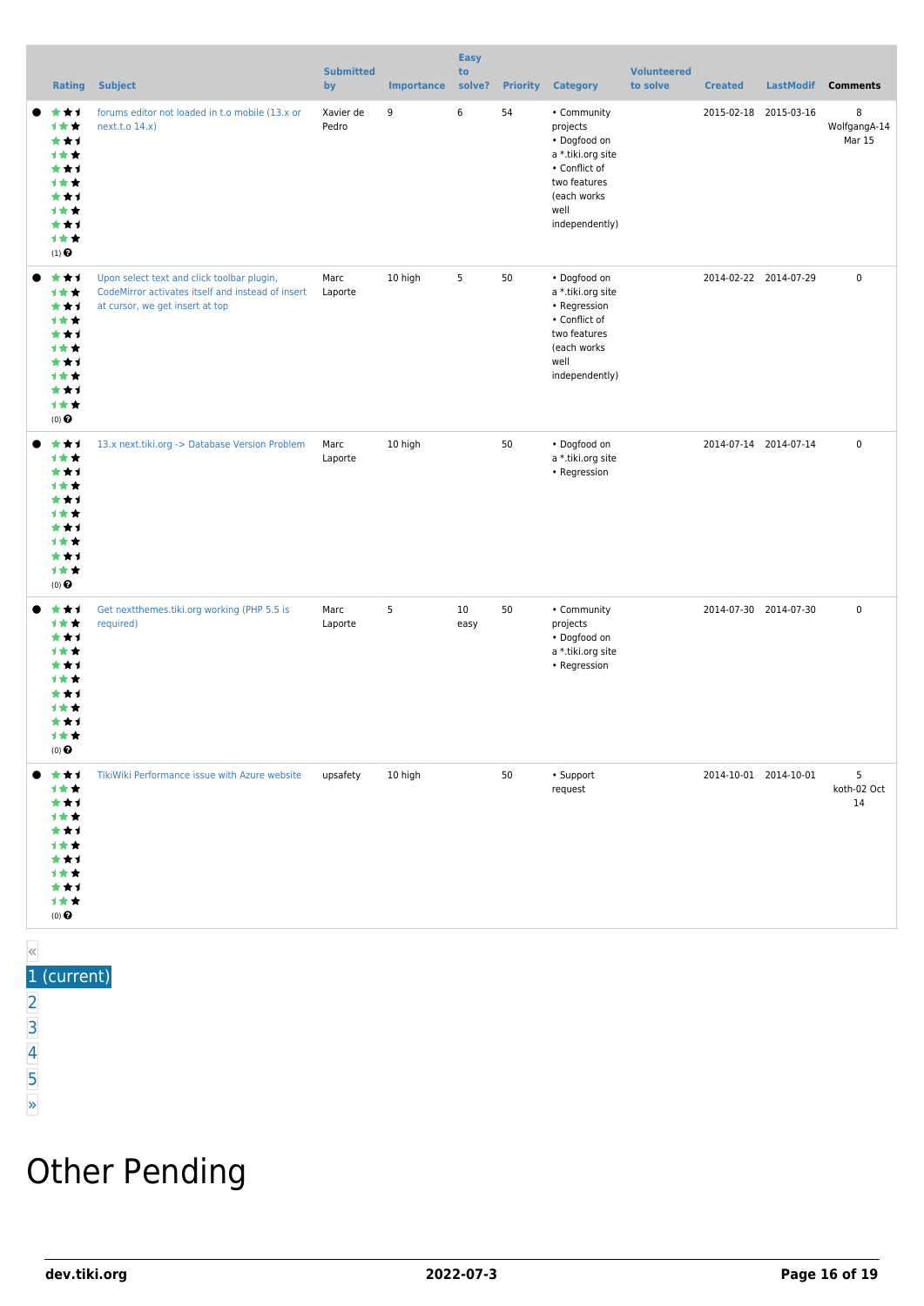| | Rating | Subject | Submitted by | Importance | Easy to solve? | Priority | Category | Volunteered to solve | Created | LastModif | Comments |
|---|---|---|---|---|---|---|---|---|---|---|---|
| ● | (1) | forums editor not loaded in t.o mobile (13.x or next.t.o 14.x) | Xavier de Pedro | 9 | 6 | 54 | • Community projects • Dogfood on a *.tiki.org site • Conflict of two features (each works well independently) | | 2015-02-18 | 2015-03-16 | 8 WolfgangA-14 Mar 15 |
| ● | (0) | Upon select text and click toolbar plugin, CodeMirror activates itself and instead of insert at cursor, we get insert at top | Marc Laporte | 10 high | 5 | 50 | • Dogfood on a *.tiki.org site • Regression • Conflict of two features (each works well independently) | | 2014-02-22 | 2014-07-29 | 0 |
| ● | (0) | 13.x next.tiki.org -> Database Version Problem | Marc Laporte | 10 high | | 50 | • Dogfood on a *.tiki.org site • Regression | | 2014-07-14 | 2014-07-14 | 0 |
| ● | (0) | Get nextthemes.tiki.org working (PHP 5.5 is required) | Marc Laporte | 5 | 10 easy | 50 | • Community projects • Dogfood on a *.tiki.org site • Regression | | 2014-07-30 | 2014-07-30 | 0 |
| ● | (0) | TikiWiki Performance issue with Azure website | upsafety | 10 high | | 50 | • Support request | | 2014-10-01 | 2014-10-01 | 5 koth-02 Oct 14 |

«
1 (current)
2
3
4
5
»

# Other Pending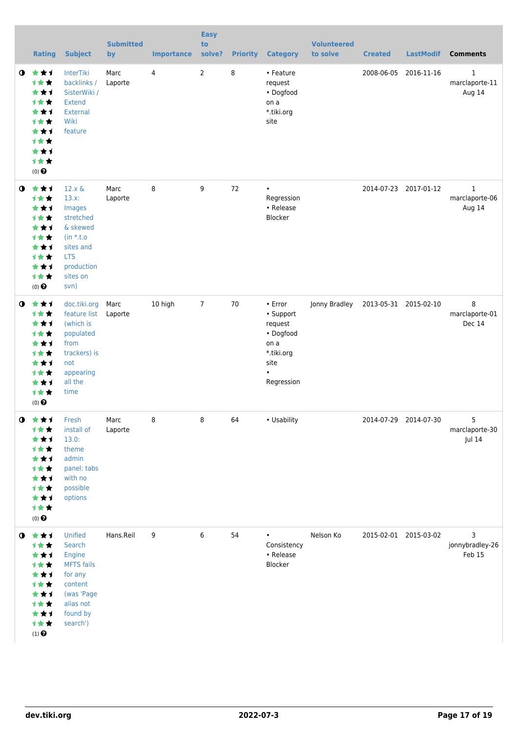| | Rating | Subject | Submitted by | Importance | Easy to solve? | Priority | Category | Volunteered to solve | Created | LastModif | Comments |
|---|---|---|---|---|---|---|---|---|---|---|---|
| | (0) | InterTiki backlinks / SisterWiki / Extend External Wiki feature | Marc Laporte | 4 | 2 | 8 | • Feature request • Dogfood on a *.tiki.org site | | 2008-06-05 | 2016-11-16 | 1 marclaporte-11 Aug 14 |
| | (0) | 12.x & 13.x: Images stretched & skewed (in *.t.o sites and LTS production sites on svn) | Marc Laporte | 8 | 9 | 72 | • Regression • Release Blocker | | 2014-07-23 | 2017-01-12 | 1 marclaporte-06 Aug 14 |
| | (0) | doc.tiki.org feature list (which is populated from trackers) is not appearing all the time | Marc Laporte | 10 high | 7 | 70 | • Error • Support request • Dogfood on a *.tiki.org site • Regression | Jonny Bradley | 2013-05-31 | 2015-02-10 | 8 marclaporte-01 Dec 14 |
| | (0) | Fresh install of 13.0: theme admin panel: tabs with no possible options | Marc Laporte | 8 | 8 | 64 | • Usability | | 2014-07-29 | 2014-07-30 | 5 marclaporte-30 Jul 14 |
| | (1) | Unified Search Engine MFTS fails for any content (was 'Page alias not found by search') | Hans.Reil | 9 | 6 | 54 | • Consistency • Release Blocker | Nelson Ko | 2015-02-01 | 2015-03-02 | 3 jonnybradley-26 Feb 15 |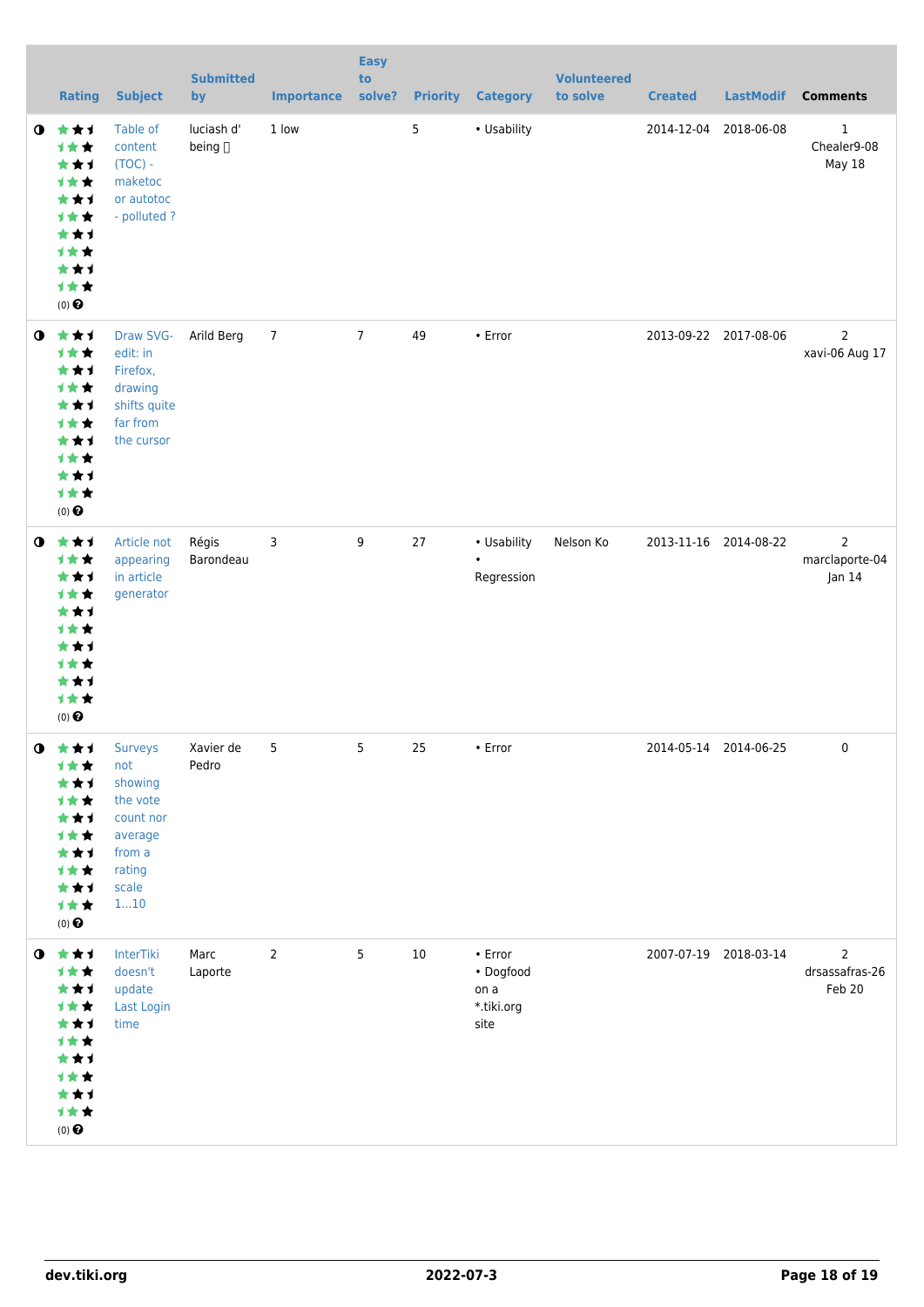| | Rating | Subject | Submitted by | Importance | Easy to solve? | Priority | Category | Volunteered to solve | Created | LastModif | Comments |
|---|---|---|---|---|---|---|---|---|---|---|---|
| | (0) | Table of content (TOC) - maketoc or autotoc - polluted ? | luciash d' being | 1 low | | 5 | • Usability | | 2014-12-04 | 2018-06-08 | 1 Chealer9-08 May 18 |
| | (0) | Draw SVG-edit: in Firefox, drawing shifts quite far from the cursor | Arild Berg | 7 | 7 | 49 | • Error | | 2013-09-22 | 2017-08-06 | 2 xavi-06 Aug 17 |
| | (0) | Article not appearing in article generator | Régis Barondeau | 3 | 9 | 27 | • Usability • Regression | Nelson Ko | 2013-11-16 | 2014-08-22 | 2 marclaporte-04 Jan 14 |
| | (0) | Surveys not showing the vote count nor average from a rating scale 1...10 | Xavier de Pedro | 5 | 5 | 25 | • Error | | 2014-05-14 | 2014-06-25 | 0 |
| | (0) | InterTiki doesn't update Last Login time | Marc Laporte | 2 | 5 | 10 | • Error • Dogfood on a *.tiki.org site | | 2007-07-19 | 2018-03-14 | 2 drsassafras-26 Feb 20 |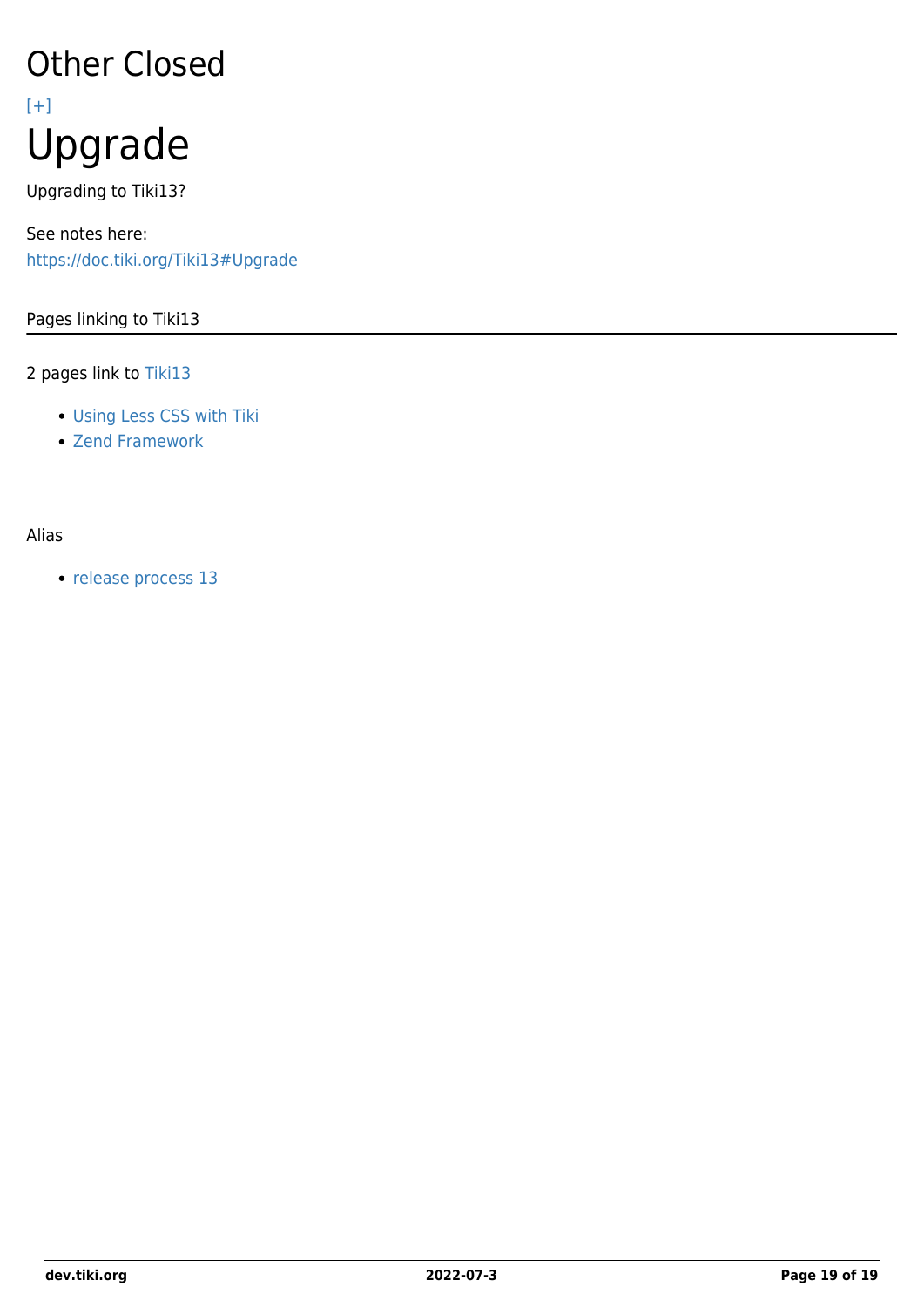# Other Closed

[+]

# Upgrade

Upgrading to Tiki13?

See notes here:
https://doc.tiki.org/Tiki13#Upgrade

Pages linking to Tiki13

---

2 pages link to Tiki13

- Using Less CSS with Tiki
- Zend Framework

Alias

- release process 13